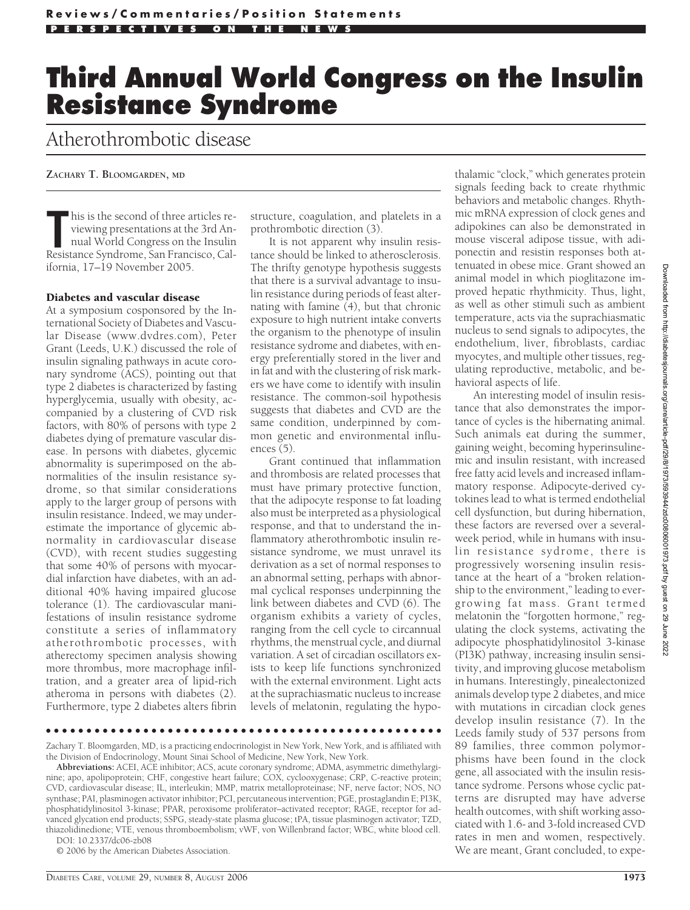**Reviews/Commentaries/Position Statements**

**PERSPECTIVES ON THE NEWS**

# Third Annual World Congress on the Insulin Resistance Syndrome

## Atherothrombotic disease

**ZACHARY T. BLOOMGARDEN, MD**

This is the second of three articles reviewing presentations at the 3rd Annual World Congress on the Insulin Resistance Syndrome, San Francisco, California, 17–19 November 2005.

### Diabetes and vascular disease

At a symposium cosponsored by the International Society of Diabetes and Vascular Disease (www.dvdres.com), Peter Grant (Leeds, U.K.) discussed the role of insulin signaling pathways in acute coronary syndrome (ACS), pointing out that type 2 diabetes is characterized by fasting hyperglycemia, usually with obesity, accompanied by a clustering of CVD risk factors, with 80% of persons with type 2 diabetes dying of premature vascular disease. In persons with diabetes, glycemic abnormality is superimposed on the abnormalities of the insulin resistance syndrome, so that similar considerations apply to the larger group of persons with insulin resistance. Indeed, we may underestimate the importance of glycemic abnormality in cardiovascular disease (CVD), with recent studies suggesting that some 40% of persons with myocardial infarction have diabetes, with an additional 40% having impaired glucose tolerance (1). The cardiovascular manifestations of insulin resistance sydrome constitute a series of inflammatory atherothrombotic processes, with atherectomy specimen analysis showing more thrombus, more macrophage infiltration, and a greater area of lipid-rich atheroma in persons with diabetes (2). Furthermore, type 2 diabetes alters fibrin structure, coagulation, and platelets in a prothrombotic direction (3).

It is not apparent why insulin resistance should be linked to atherosclerosis. The thrifty genotype hypothesis suggests that there is a survival advantage to insulin resistance during periods of feast alternating with famine (4), but that chronic exposure to high nutrient intake converts the organism to the phenotype of insulin resistance sydrome and diabetes, with energy preferentially stored in the liver and in fat and with the clustering of risk markers we have come to identify with insulin resistance. The common-soil hypothesis suggests that diabetes and CVD are the same condition, underpinned by common genetic and environmental influences (5).

Grant continued that inflammation and thrombosis are related processes that must have primary protective function, that the adipocyte response to fat loading also must be interpreted as a physiological response, and that to understand the inflammatory atherothrombotic insulin resistance syndrome, we must unravel its derivation as a set of normal responses to an abnormal setting, perhaps with abnormal cyclical responses underpinning the link between diabetes and CVD (6). The organism exhibits a variety of cycles, ranging from the cell cycle to circannual rhythms, the menstrual cycle, and diurnal variation. A set of circadian oscillators exists to keep life functions synchronized with the external environment. Light acts at the suprachiasmatic nucleus to increase levels of melatonin, regulating the hypothalamic "clock," which generates protein signals feeding back to create rhythmic behaviors and metabolic changes. Rhythmic mRNA expression of clock genes and adipokines can also be demonstrated in mouse visceral adipose tissue, with adiponectin and resistin responses both attenuated in obese mice. Grant showed an animal model in which pioglitazone improved hepatic rhythmicity. Thus, light, as well as other stimuli such as ambient temperature, acts via the suprachiasmatic nucleus to send signals to adipocytes, the endothelium, liver, fibroblasts, cardiac myocytes, and multiple other tissues, regulating reproductive, metabolic, and behavioral aspects of life.

An interesting model of insulin resistance that also demonstrates the importance of cycles is the hibernating animal. Such animals eat during the summer, gaining weight, becoming hyperinsulinemic and insulin resistant, with increased free fatty acid levels and increased inflammatory response. Adipocyte-derived cytokines lead to what is termed endothelial cell dysfunction, but during hibernation, these factors are reversed over a several-week period, while in humans with insulin resistance sydrome, there is progressively worsening insulin resistance at the heart of a "broken relationship to the environment," leading to ever-growing fat mass. Grant termed melatonin the "forgotten hormone," regulating the clock systems, activating the adipocyte phosphatidylinositol 3-kinase (PI3K) pathway, increasing insulin sensitivity, and improving glucose metabolism in humans. Interestingly, pinealectonized animals develop type 2 diabetes, and mice with mutations in circadian clock genes develop insulin resistance (7). In the Leeds family study of 537 persons from 89 families, three common polymorphisms have been found in the clock gene, all associated with the insulin resistance sydrome. Persons whose cyclic patterns are disrupted may have adverse health outcomes, with shift working associated with 1.6- and 3-fold increased CVD rates in men and women, respectively. We are meant, Grant concluded, to expe-

---

Zachary T. Bloomgarden, MD, is a practicing endocrinologist in New York, New York, and is affiliated with the Division of Endocrinology, Mount Sinai School of Medicine, New York, New York.

**Abbreviations:** ACEI, ACE inhibitor; ACS, acute coronary syndrome; ADMA, asymmetric dimethylarginine; apo, apolipoprotein; CHF, congestive heart failure; COX, cyclooxygenase; CRP, C-reactive protein; CVD, cardiovascular disease; IL, interleukin; MMP, matrix metalloproteinase; NF, nerve factor; NOS, NO synthase; PAI, plasminogen activator inhibitor; PCI, percutaneous intervention; PGE, prostaglandin E; PI3K, phosphatidylinositol 3-kinase; PPAR, peroxisome proliferator–activated receptor; RAGE, receptor for advanced glycation end products; SSPG, steady-state plasma glucose; tPA, tissue plasminogen activator; TZD, thiazolidinedione; VTE, venous thromboembolism; vWF, von Willenbrand factor; WBC, white blood cell.

DOI: 10.2337/dc06-zb08

© 2006 by the American Diabetes Association.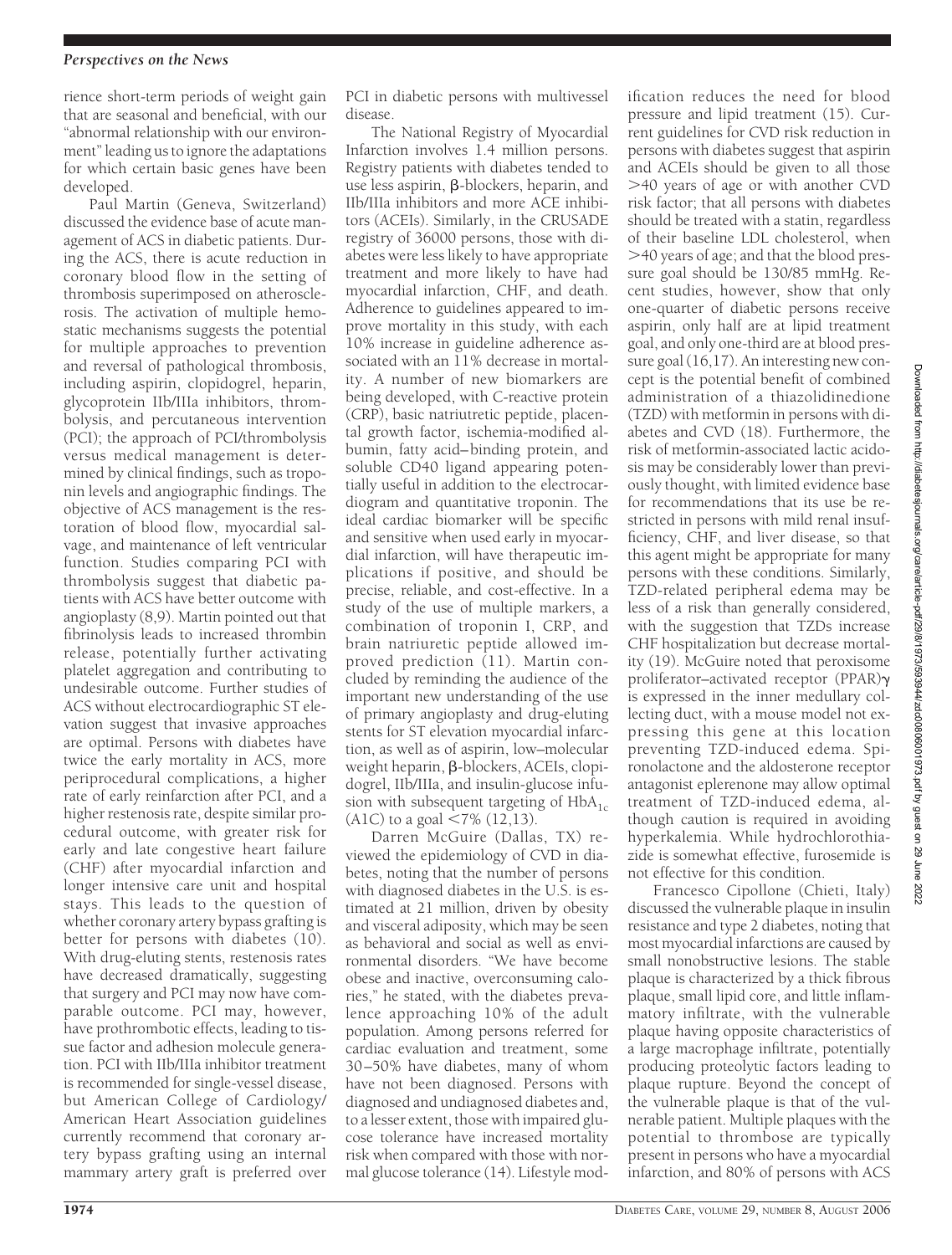rience short-term periods of weight gain that are seasonal and beneficial, with our "abnormal relationship with our environment" leading us to ignore the adaptations for which certain basic genes have been developed.

Paul Martin (Geneva, Switzerland) discussed the evidence base of acute management of ACS in diabetic patients. During the ACS, there is acute reduction in coronary blood flow in the setting of thrombosis superimposed on atherosclerosis. The activation of multiple hemostatic mechanisms suggests the potential for multiple approaches to prevention and reversal of pathological thrombosis, including aspirin, clopidogrel, heparin, glycoprotein IIb/IIIa inhibitors, thrombolysis, and percutaneous intervention (PCI); the approach of PCI/thrombolysis versus medical management is determined by clinical findings, such as troponin levels and angiographic findings. The objective of ACS management is the restoration of blood flow, myocardial salvage, and maintenance of left ventricular function. Studies comparing PCI with thrombolysis suggest that diabetic patients with ACS have better outcome with angioplasty (8,9). Martin pointed out that fibrinolysis leads to increased thrombin release, potentially further activating platelet aggregation and contributing to undesirable outcome. Further studies of ACS without electrocardiographic ST elevation suggest that invasive approaches are optimal. Persons with diabetes have twice the early mortality in ACS, more periprocedural complications, a higher rate of early reinfarction after PCI, and a higher restenosis rate, despite similar procedural outcome, with greater risk for early and late congestive heart failure (CHF) after myocardial infarction and longer intensive care unit and hospital stays. This leads to the question of whether coronary artery bypass grafting is better for persons with diabetes (10). With drug-eluting stents, restenosis rates have decreased dramatically, suggesting that surgery and PCI may now have comparable outcome. PCI may, however, have prothrombotic effects, leading to tissue factor and adhesion molecule generation. PCI with IIb/IIIa inhibitor treatment is recommended for single-vessel disease, but American College of Cardiology/American Heart Association guidelines currently recommend that coronary artery bypass grafting using an internal mammary artery graft is preferred over PCI in diabetic persons with multivessel disease.

The National Registry of Myocardial Infarction involves 1.4 million persons. Registry patients with diabetes tended to use less aspirin, β-blockers, heparin, and IIb/IIIa inhibitors and more ACE inhibitors (ACEIs). Similarly, in the CRUSADE registry of 36000 persons, those with diabetes were less likely to have appropriate treatment and more likely to have had myocardial infarction, CHF, and death. Adherence to guidelines appeared to improve mortality in this study, with each 10% increase in guideline adherence associated with an 11% decrease in mortality. A number of new biomarkers are being developed, with C-reactive protein (CRP), basic natriutretic peptide, placental growth factor, ischemia-modified albumin, fatty acid–binding protein, and soluble CD40 ligand appearing potentially useful in addition to the electrocardiogram and quantitative troponin. The ideal cardiac biomarker will be specific and sensitive when used early in myocardial infarction, will have therapeutic implications if positive, and should be precise, reliable, and cost-effective. In a study of the use of multiple markers, a combination of troponin I, CRP, and brain natriuretic peptide allowed improved prediction (11). Martin concluded by reminding the audience of the important new understanding of the use of primary angioplasty and drug-eluting stents for ST elevation myocardial infarction, as well as of aspirin, low–molecular weight heparin, β-blockers, ACEIs, clopidogrel, IIb/IIIa, and insulin-glucose infusion with subsequent targeting of $HbA_{1c}$ (A1C) to a goal <7% (12,13).

Darren McGuire (Dallas, TX) reviewed the epidemiology of CVD in diabetes, noting that the number of persons with diagnosed diabetes in the U.S. is estimated at 21 million, driven by obesity and visceral adiposity, which may be seen as behavioral and social as well as environmental disorders. "We have become obese and inactive, overconsuming calories," he stated, with the diabetes prevalence approaching 10% of the adult population. Among persons referred for cardiac evaluation and treatment, some 30–50% have diabetes, many of whom have not been diagnosed. Persons with diagnosed and undiagnosed diabetes and, to a lesser extent, those with impaired glucose tolerance have increased mortality risk when compared with those with normal glucose tolerance (14). Lifestyle modification reduces the need for blood pressure and lipid treatment (15). Current guidelines for CVD risk reduction in persons with diabetes suggest that aspirin and ACEIs should be given to all those >40 years of age or with another CVD risk factor; that all persons with diabetes should be treated with a statin, regardless of their baseline LDL cholesterol, when >40 years of age; and that the blood pressure goal should be 130/85 mmHg. Recent studies, however, show that only one-quarter of diabetic persons receive aspirin, only half are at lipid treatment goal, and only one-third are at blood pressure goal (16,17). An interesting new concept is the potential benefit of combined administration of a thiazolidinedione (TZD) with metformin in persons with diabetes and CVD (18). Furthermore, the risk of metformin-associated lactic acidosis may be considerably lower than previously thought, with limited evidence base for recommendations that its use be restricted in persons with mild renal insufficiency, CHF, and liver disease, so that this agent might be appropriate for many persons with these conditions. Similarly, TZD-related peripheral edema may be less of a risk than generally considered, with the suggestion that TZDs increase CHF hospitalization but decrease mortality (19). McGuire noted that peroxisome proliferator–activated receptor (PPAR)γ is expressed in the inner medullary collecting duct, with a mouse model not expressing this gene at this location preventing TZD-induced edema. Spironolactone and the aldosterone receptor antagonist eplerenone may allow optimal treatment of TZD-induced edema, although caution is required in avoiding hyperkalemia. While hydrochlorothiazide is somewhat effective, furosemide is not effective for this condition.

Francesco Cipollone (Chieti, Italy) discussed the vulnerable plaque in insulin resistance and type 2 diabetes, noting that most myocardial infarctions are caused by small nonobstructive lesions. The stable plaque is characterized by a thick fibrous plaque, small lipid core, and little inflammatory infiltrate, with the vulnerable plaque having opposite characteristics of a large macrophage infiltrate, potentially producing proteolytic factors leading to plaque rupture. Beyond the concept of the vulnerable plaque is that of the vulnerable patient. Multiple plaques with the potential to thrombose are typically present in persons who have a myocardial infarction, and 80% of persons with ACS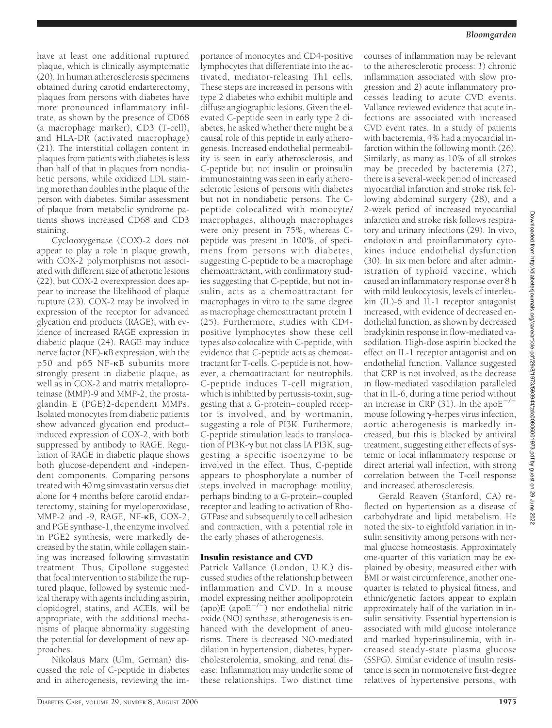have at least one additional ruptured plaque, which is clinically asymptomatic (20). In human atherosclerosis specimens obtained during carotid endarterectomy, plaques from persons with diabetes have more pronounced inflammatory infiltrate, as shown by the presence of CD68 (a macrophage marker), CD3 (T-cell), and HLA-DR (activated macrophage) (21). The interstitial collagen content in plaques from patients with diabetes is less than half of that in plaques from nondiabetic persons, while oxidized LDL staining more than doubles in the plaque of the person with diabetes. Similar assessment of plaque from metabolic syndrome patients shows increased CD68 and CD3 staining.

Cyclooxygenase (COX)-2 does not appear to play a role in plaque growth, with COX-2 polymorphisms not associated with different size of atherotic lesions (22), but COX-2 overexpression does appear to increase the likelihood of plaque rupture (23). COX-2 may be involved in expression of the receptor for advanced glycation end products (RAGE), with evidence of increased RAGE expression in diabetic plaque (24). RAGE may induce nerve factor (NF)-κB expression, with the p50 and p65 NF-κB subunits more strongly present in diabetic plaque, as well as in COX-2 and matrix metalloproteinase (MMP)-9 and MMP-2, the prostaglandin E (PGE)2-dependent MMPs. Isolated monocytes from diabetic patients show advanced glycation end product–induced expression of COX-2, with both suppressed by antibody to RAGE. Regulation of RAGE in diabetic plaque shows both glucose-dependent and -independent components. Comparing persons treated with 40 mg simvastatin versus diet alone for 4 months before carotid endarterectomy, staining for myeloperoxidase, MMP-2 and -9, RAGE, NF-κB, COX-2, and PGE synthase-1, the enzyme involved in PGE2 synthesis, were markedly decreased by the statin, while collagen staining was increased following simvastatin treatment. Thus, Cipollone suggested that focal intervention to stabilize the ruptured plaque, followed by systemic medical therapy with agents including aspirin, clopidogrel, statins, and ACEIs, will be appropriate, with the additional mechanisms of plaque abnormality suggesting the potential for development of new approaches.

Nikolaus Marx (Ulm, German) discussed the role of C-peptide in diabetes and in atherogenesis, reviewing the importance of monocytes and CD4-positive lymphocytes that differentiate into the activated, mediator-releasing Th1 cells. These steps are increased in persons with type 2 diabetes who exhibit multiple and diffuse angiographic lesions. Given the elevated C-peptide seen in early type 2 diabetes, he asked whether there might be a causal role of this peptide in early atherogenesis. Increased endothelial permeability is seen in early atherosclerosis, and C-peptide but not insulin or proinsulin immunostaining was seen in early atherosclerotic lesions of persons with diabetes but not in nondiabetic persons. The C-peptide colocalized with monocyte/macrophages, although macrophages were only present in 75%, whereas C-peptide was present in 100%, of specimens from persons with diabetes, suggesting C-peptide to be a macrophage chemoattractant, with confirmatory studies suggesting that C-peptide, but not insulin, acts as a chemoattractant for macrophages in vitro to the same degree as macrophage chemoattractant protein 1 (25). Furthermore, studies with CD4-positive lymphocytes show these cell types also colocalize with C-peptide, with evidence that C-peptide acts as chemoattractant for T-cells. C-peptide is not, however, a chemoattractant for neutrophils. C-peptide induces T-cell migration, which is inhibited by pertussis-toxin, suggesting that a G-protein–coupled receptor is involved, and by wortmanin, suggesting a role of PI3K. Furthermore, C-peptide stimulation leads to translocation of PI3K-γ but not class IA PI3K, suggesting a specific isoenzyme to be involved in the effect. Thus, C-peptide appears to phosphorylate a number of steps involved in macrophage motility, perhaps binding to a G-protein–coupled receptor and leading to activation of Rho-GTPase and subsequently to cell adhesion and contraction, with a potential role in the early phases of atherogenesis.

## Insulin resistance and CVD

Patrick Vallance (London, U.K.) discussed studies of the relationship between inflammation and CVD. In a mouse model expressing neither apolipoprotein (apo)E ($apoE^{-/-}$) nor endothelial nitric oxide (NO) synthase, atherogenesis is enhanced with the development of aneurisms. There is decreased NO-mediated dilation in hypertension, diabetes, hypercholesterolemia, smoking, and renal disease. Inflammation may underlie some of these relationships. Two distinct time courses of inflammation may be relevant to the atherosclerotic process: *1*) chronic inflammation associated with slow progression and *2*) acute inflammatory processes leading to acute CVD events. Vallance reviewed evidence that acute infections are associated with increased CVD event rates. In a study of patients with bacteremia, 4% had a myocardial infarction within the following month (26). Similarly, as many as 10% of all strokes may be preceded by bacteremia (27), there is a several-week period of increased myocardial infarction and stroke risk following abdominal surgery (28), and a 2-week period of increased myocardial infarction and stroke risk follows respiratory and urinary infections (29). In vivo, endotoxin and proinflammatory cytokines induce endothelial dysfunction (30). In six men before and after administration of typhoid vaccine, which caused an inflammatory response over 8 h with mild leukocytosis, levels of interleukin (IL)-6 and IL-1 receptor antagonist increased, with evidence of decreased endothelial function, as shown by decreased bradykinin response in flow-mediated vasodilation. High-dose aspirin blocked the effect on IL-1 receptor antagonist and on endothelial function. Vallance suggested that CRP is not involved, as the decrease in flow-mediated vasodilation paralleled that in IL-6, during a time period without an increase in CRP (31). In the $apoE^{-/-}$ mouse following γ-herpes virus infection, aortic atherogenesis is markedly increased, but this is blocked by antiviral treatment, suggesting either effects of systemic or local inflammatory response or direct arterial wall infection, with strong correlation between the T-cell response and increased atherosclerosis.

Gerald Reaven (Stanford, CA) reflected on hypertension as a disease of carbohydrate and lipid metabolism. He noted the six- to eightfold variation in insulin sensitivity among persons with normal glucose homeostasis. Approximately one-quarter of this variation may be explained by obesity, measured either with BMI or waist circumference, another one-quarter is related to physical fitness, and ethnic/genetic factors appear to explain approximately half of the variation in insulin sensitivity. Essential hypertension is associated with mild glucose intolerance and marked hyperinsulinemia, with increased steady-state plasma glucose (SSPG). Similar evidence of insulin resistance is seen in normotensive first-degree relatives of hypertensive persons, with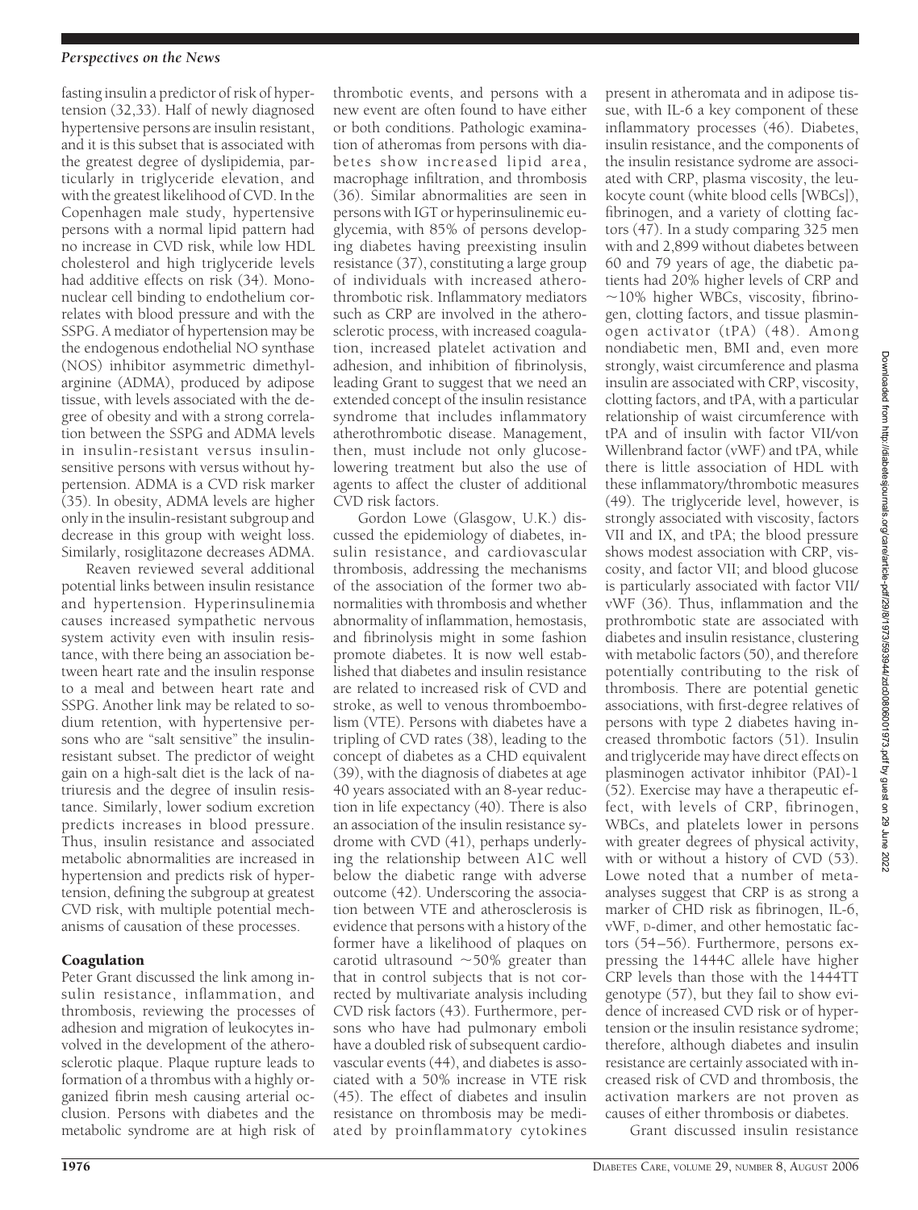fasting insulin a predictor of risk of hypertension (32,33). Half of newly diagnosed hypertensive persons are insulin resistant, and it is this subset that is associated with the greatest degree of dyslipidemia, particularly in triglyceride elevation, and with the greatest likelihood of CVD. In the Copenhagen male study, hypertensive persons with a normal lipid pattern had no increase in CVD risk, while low HDL cholesterol and high triglyceride levels had additive effects on risk (34). Mononuclear cell binding to endothelium correlates with blood pressure and with the SSPG. A mediator of hypertension may be the endogenous endothelial NO synthase (NOS) inhibitor asymmetric dimethylarginine (ADMA), produced by adipose tissue, with levels associated with the degree of obesity and with a strong correlation between the SSPG and ADMA levels in insulin-resistant versus insulin-sensitive persons with versus without hypertension. ADMA is a CVD risk marker (35). In obesity, ADMA levels are higher only in the insulin-resistant subgroup and decrease in this group with weight loss. Similarly, rosiglitazone decreases ADMA.

Reaven reviewed several additional potential links between insulin resistance and hypertension. Hyperinsulinemia causes increased sympathetic nervous system activity even with insulin resistance, with there being an association between heart rate and the insulin response to a meal and between heart rate and SSPG. Another link may be related to sodium retention, with hypertensive persons who are "salt sensitive" the insulin-resistant subset. The predictor of weight gain on a high-salt diet is the lack of natriuresis and the degree of insulin resistance. Similarly, lower sodium excretion predicts increases in blood pressure. Thus, insulin resistance and associated metabolic abnormalities are increased in hypertension and predicts risk of hypertension, defining the subgroup at greatest CVD risk, with multiple potential mechanisms of causation of these processes.

## Coagulation

Peter Grant discussed the link among insulin resistance, inflammation, and thrombosis, reviewing the processes of adhesion and migration of leukocytes involved in the development of the atherosclerotic plaque. Plaque rupture leads to formation of a thrombus with a highly organized fibrin mesh causing arterial occlusion. Persons with diabetes and the metabolic syndrome are at high risk of thrombotic events, and persons with a new event are often found to have either or both conditions. Pathologic examination of atheromas from persons with diabetes show increased lipid area, macrophage infiltration, and thrombosis (36). Similar abnormalities are seen in persons with IGT or hyperinsulinemic euglycemia, with 85% of persons developing diabetes having preexisting insulin resistance (37), constituting a large group of individuals with increased atherothrombotic risk. Inflammatory mediators such as CRP are involved in the atherosclerotic process, with increased coagulation, increased platelet activation and adhesion, and inhibition of fibrinolysis, leading Grant to suggest that we need an extended concept of the insulin resistance syndrome that includes inflammatory atherothrombotic disease. Management, then, must include not only glucose-lowering treatment but also the use of agents to affect the cluster of additional CVD risk factors.

Gordon Lowe (Glasgow, U.K.) discussed the epidemiology of diabetes, insulin resistance, and cardiovascular thrombosis, addressing the mechanisms of the association of the former two abnormalities with thrombosis and whether abnormality of inflammation, hemostasis, and fibrinolysis might in some fashion promote diabetes. It is now well established that diabetes and insulin resistance are related to increased risk of CVD and stroke, as well to venous thromboembolism (VTE). Persons with diabetes have a tripling of CVD rates (38), leading to the concept of diabetes as a CHD equivalent (39), with the diagnosis of diabetes at age 40 years associated with an 8-year reduction in life expectancy (40). There is also an association of the insulin resistance sydrome with CVD (41), perhaps underlying the relationship between A1C well below the diabetic range with adverse outcome (42). Underscoring the association between VTE and atherosclerosis is evidence that persons with a history of the former have a likelihood of plaques on carotid ultrasound ~50% greater than that in control subjects that is not corrected by multivariate analysis including CVD risk factors (43). Furthermore, persons who have had pulmonary emboli have a doubled risk of subsequent cardiovascular events (44), and diabetes is associated with a 50% increase in VTE risk (45). The effect of diabetes and insulin resistance on thrombosis may be mediated by proinflammatory cytokines present in atheromata and in adipose tissue, with IL-6 a key component of these inflammatory processes (46). Diabetes, insulin resistance, and the components of the insulin resistance sydrome are associated with CRP, plasma viscosity, the leukocyte count (white blood cells [WBCs]), fibrinogen, and a variety of clotting factors (47). In a study comparing 325 men with and 2,899 without diabetes between 60 and 79 years of age, the diabetic patients had 20% higher levels of CRP and ~10% higher WBCs, viscosity, fibrinogen, clotting factors, and tissue plasminogen activator (tPA) (48). Among nondiabetic men, BMI and, even more strongly, waist circumference and plasma insulin are associated with CRP, viscosity, clotting factors, and tPA, with a particular relationship of waist circumference with tPA and of insulin with factor VII/von Willenbrand factor (vWF) and tPA, while there is little association of HDL with these inflammatory/thrombotic measures (49). The triglyceride level, however, is strongly associated with viscosity, factors VII and IX, and tPA; the blood pressure shows modest association with CRP, viscosity, and factor VII; and blood glucose is particularly associated with factor VII/vWF (36). Thus, inflammation and the prothrombotic state are associated with diabetes and insulin resistance, clustering with metabolic factors (50), and therefore potentially contributing to the risk of thrombosis. There are potential genetic associations, with first-degree relatives of persons with type 2 diabetes having increased thrombotic factors (51). Insulin and triglyceride may have direct effects on plasminogen activator inhibitor (PAI)-1 (52). Exercise may have a therapeutic effect, with levels of CRP, fibrinogen, WBCs, and platelets lower in persons with greater degrees of physical activity, with or without a history of CVD (53). Lowe noted that a number of meta-analyses suggest that CRP is as strong a marker of CHD risk as fibrinogen, IL-6, vWF, D-dimer, and other hemostatic factors (54–56). Furthermore, persons expressing the 1444C allele have higher CRP levels than those with the 1444TT genotype (57), but they fail to show evidence of increased CVD risk or of hypertension or the insulin resistance sydrome; therefore, although diabetes and insulin resistance are certainly associated with increased risk of CVD and thrombosis, the activation markers are not proven as causes of either thrombosis or diabetes.

Grant discussed insulin resistance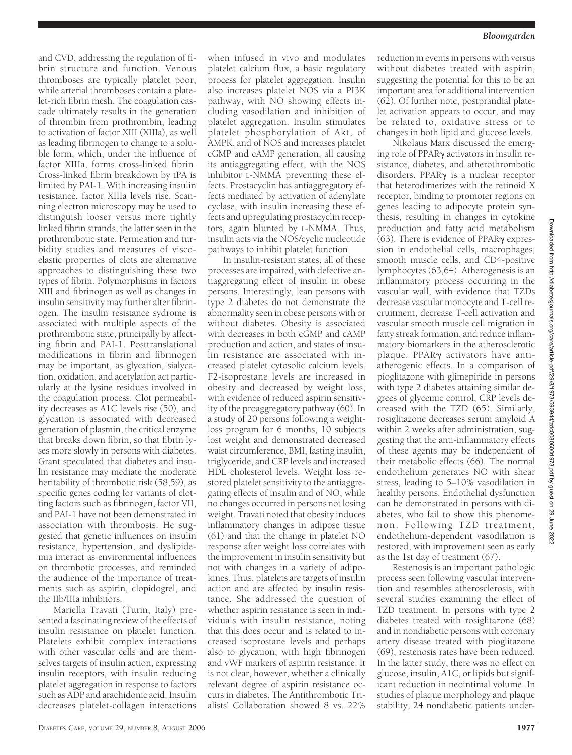and CVD, addressing the regulation of fibrin structure and function. Venous thromboses are typically platelet poor, while arterial thromboses contain a platelet-rich fibrin mesh. The coagulation cascade ultimately results in the generation of thrombin from prothrombin, leading to activation of factor XIII (XIIIa), as well as leading fibrinogen to change to a soluble form, which, under the influence of factor XIIIa, forms cross-linked fibrin. Cross-linked fibrin breakdown by tPA is limited by PAI-1. With increasing insulin resistance, factor XIIIa levels rise. Scanning electron microscopy may be used to distinguish looser versus more tightly linked fibrin strands, the latter seen in the prothrombotic state. Permeation and turbidity studies and measures of viscoelastic properties of clots are alternative approaches to distinguishing these two types of fibrin. Polymorphisms in factors XIII and fibrinogen as well as changes in insulin sensitivity may further alter fibrinogen. The insulin resistance sydrome is associated with multiple aspects of the prothrombotic state, principally by affecting fibrin and PAI-1. Posttranslational modifications in fibrin and fibrinogen may be important, as glycation, sialycation, oxidation, and acetylation act particularly at the lysine residues involved in the coagulation process. Clot permeability decreases as A1C levels rise (50), and glycation is associated with decreased generation of plasmin, the critical enzyme that breaks down fibrin, so that fibrin lyses more slowly in persons with diabetes. Grant speculated that diabetes and insulin resistance may mediate the moderate heritability of thrombotic risk (58,59), as specific genes coding for variants of clotting factors such as fibrinogen, factor VII, and PAI-1 have not been demonstrated in association with thrombosis. He suggested that genetic influences on insulin resistance, hypertension, and dyslipidemia interact as environmental influences on thrombotic processes, and reminded the audience of the importance of treatments such as aspirin, clopidogrel, and the IIb/IIIa inhibitors.

Mariella Travati (Turin, Italy) presented a fascinating review of the effects of insulin resistance on platelet function. Platelets exhibit complex interactions with other vascular cells and are themselves targets of insulin action, expressing insulin receptors, with insulin reducing platelet aggregation in response to factors such as ADP and arachidonic acid. Insulin decreases platelet-collagen interactions when infused in vivo and modulates platelet calcium flux, a basic regulatory process for platelet aggregation. Insulin also increases platelet NOS via a PI3K pathway, with NO showing effects including vasodilation and inhibition of platelet aggregation. Insulin stimulates platelet phosphorylation of Akt, of AMPK, and of NOS and increases platelet cGMP and cAMP generation, all causing its antiaggregating effect, with the NOS inhibitor L-NMMA preventing these effects. Prostacyclin has antiaggregatory effects mediated by activation of adenylate cyclase, with insulin increasing these effects and upregulating prostacyclin receptors, again blunted by L-NMMA. Thus, insulin acts via the NOS/cyclic nucleotide pathways to inhibit platelet function.

In insulin-resistant states, all of these processes are impaired, with defective antiaggregating effect of insulin in obese persons. Interestingly, lean persons with type 2 diabetes do not demonstrate the abnormality seen in obese persons with or without diabetes. Obesity is associated with decreases in both cGMP and cAMP production and action, and states of insulin resistance are associated with increased platelet cytosolic calcium levels. F2-isoprostane levels are increased in obesity and decreased by weight loss, with evidence of reduced aspirin sensitivity of the proaggregatory pathway (60). In a study of 20 persons following a weight-loss program for 6 months, 10 subjects lost weight and demonstrated decreased waist circumference, BMI, fasting insulin, triglyceride, and CRP levels and increased HDL cholesterol levels. Weight loss restored platelet sensitivity to the antiaggregating effects of insulin and of NO, while no changes occurred in persons not losing weight. Travati noted that obesity induces inflammatory changes in adipose tissue (61) and that the change in platelet NO response after weight loss correlates with the improvement in insulin sensitivity but not with changes in a variety of adipokines. Thus, platelets are targets of insulin action and are affected by insulin resistance. She addressed the question of whether aspirin resistance is seen in individuals with insulin resistance, noting that this does occur and is related to increased isoprostane levels and perhaps also to glycation, with high fibrinogen and vWF markers of aspirin resistance. It is not clear, however, whether a clinically relevant degree of aspirin resistance occurs in diabetes. The Antithrombotic Trialists' Collaboration showed 8 vs. 22% reduction in events in persons with versus without diabetes treated with aspirin, suggesting the potential for this to be an important area for additional intervention (62). Of further note, postprandial platelet activation appears to occur, and may be related to, oxidative stress or to changes in both lipid and glucose levels.

Nikolaus Marx discussed the emerging role of PPARγ activators in insulin resistance, diabetes, and atherothrombotic disorders. PPARγ is a nuclear receptor that heterodimerizes with the retinoid X receptor, binding to promoter regions on genes leading to adipocyte protein synthesis, resulting in changes in cytokine production and fatty acid metabolism (63). There is evidence of PPARγ expression in endothelial cells, macrophages, smooth muscle cells, and CD4-positive lymphocytes (63,64). Atherogenesis is an inflammatory process occurring in the vascular wall, with evidence that TZDs decrease vascular monocyte and T-cell recruitment, decrease T-cell activation and vascular smooth muscle cell migration in fatty streak formation, and reduce inflammatory biomarkers in the atherosclerotic plaque. PPARγ activators have antiatherogenic effects. In a comparison of pioglitazone with glimepiride in persons with type 2 diabetes attaining similar degrees of glycemic control, CRP levels decreased with the TZD (65). Similarly, rosiglitazone decreases serum amyloid A within 2 weeks after administration, suggesting that the anti-inflammatory effects of these agents may be independent of their metabolic effects (66). The normal endothelium generates NO with shear stress, leading to 5–10% vasodilation in healthy persons. Endothelial dysfunction can be demonstrated in persons with diabetes, who fail to show this phenomenon. Following TZD treatment, endothelium-dependent vasodilation is restored, with improvement seen as early as the 1st day of treatment (67).

Restenosis is an important pathologic process seen following vascular intervention and resembles atherosclerosis, with several studies examining the effect of TZD treatment. In persons with type 2 diabetes treated with rosiglitazone (68) and in nondiabetic persons with coronary artery disease treated with pioglitazone (69), restenosis rates have been reduced. In the latter study, there was no effect on glucose, insulin, A1C, or lipids but significant reduction in neointimal volume. In studies of plaque morphology and plaque stability, 24 nondiabetic patients under-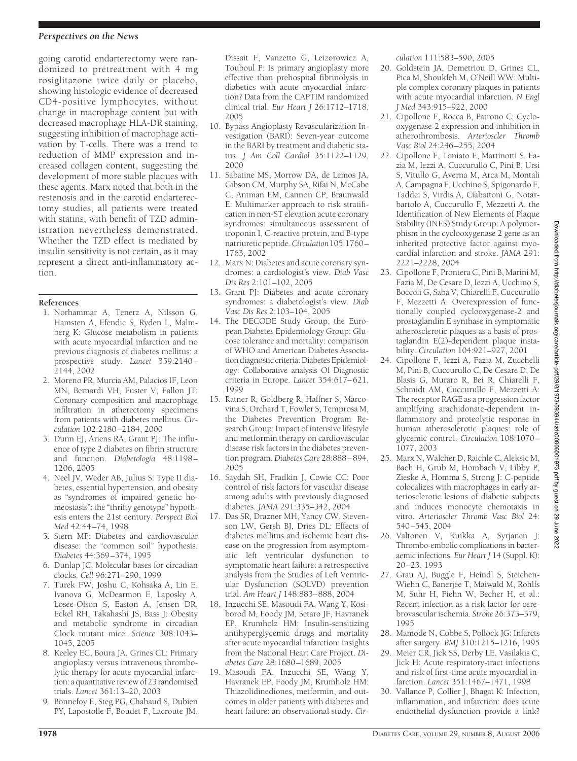going carotid endarterectomy were randomized to pretreatment with 4 mg rosiglitazone twice daily or placebo, showing histologic evidence of decreased CD4-positive lymphocytes, without change in macrophage content but with decreased macrophage HLA-DR staining, suggesting inhibition of macrophage activation by T-cells. There was a trend to reduction of MMP expression and increased collagen content, suggesting the development of more stable plaques with these agents. Marx noted that both in the restenosis and in the carotid endarterectomy studies, all patients were treated with statins, with benefit of TZD administration nevertheless demonstrated. Whether the TZD effect is mediated by insulin sensitivity is not certain, as it may represent a direct anti-inflammatory action.

## References

1. Norhammar A, Tenerz A, Nilsson G, Hamsten A, Efendic S, Ryden L, Malmberg K: Glucose metabolism in patients with acute myocardial infarction and no previous diagnosis of diabetes mellitus: a prospective study. *Lancet* 359:2140–2144, 2002
2. Moreno PR, Murcia AM, Palacios IF, Leon MN, Bernardi VH, Fuster V, Fallon JT: Coronary composition and macrophage infiltration in atherectomy specimens from patients with diabetes mellitus. *Circulation* 102:2180–2184, 2000
3. Dunn EJ, Ariens RA, Grant PJ: The influence of type 2 diabetes on fibrin structure and function. *Diabetologia* 48:1198–1206, 2005
4. Neel JV, Weder AB, Julius S: Type II diabetes, essential hypertension, and obesity as "syndromes of impaired genetic homeostasis": the "thrifty genotype" hypothesis enters the 21st century. *Perspect Biol Med* 42:44–74, 1998
5. Stern MP: Diabetes and cardiovascular disease: the "common soil" hypothesis. *Diabetes* 44:369–374, 1995
6. Dunlap JC: Molecular bases for circadian clocks. *Cell* 96:271–290, 1999
7. Turek FW, Joshu C, Kohsaka A, Lin E, Ivanova G, McDearmon E, Laposky A, Losee-Olson S, Easton A, Jensen DR, Eckel RH, Takahashi JS, Bass J: Obesity and metabolic syndrome in circadian Clock mutant mice. *Science* 308:1043–1045, 2005
8. Keeley EC, Boura JA, Grines CL: Primary angioplasty versus intravenous thrombolytic therapy for acute myocardial infarction: a quantitative review of 23 randomised trials. *Lancet* 361:13–20, 2003
9. Bonnefoy E, Steg PG, Chabaud S, Dubien PY, Lapostolle F, Boudet F, Lacroute JM, Dissait F, Vanzetto G, Leizorowicz A, Touboul P: Is primary angioplasty more effective than prehospital fibrinolysis in diabetics with acute myocardial infarction? Data from the CAPTIM randomized clinical trial. *Eur Heart J* 26:1712–1718, 2005
10. Bypass Angioplasty Revascularization Investigation (BARI): Seven-year outcome in the BARI by treatment and diabetic status. *J Am Coll Cardiol* 35:1122–1129, 2000
11. Sabatine MS, Morrow DA, de Lemos JA, Gibson CM, Murphy SA, Rifai N, McCabe C, Antman EM, Cannon CP, Braunwald E: Multimarker approach to risk stratification in non-ST elevation acute coronary syndromes: simultaneous assessment of troponin I, C-reactive protein, and B-type natriuretic peptide. *Circulation* 105:1760–1763, 2002
12. Marx N: Diabetes and acute coronary syndromes: a cardiologist's view. *Diab Vasc Dis Res* 2:101–102, 2005
13. Grant PJ: Diabetes and acute coronary syndromes: a diabetologist's view. *Diab Vasc Dis Res* 2:103–104, 2005
14. The DECODE Study Group, the European Diabetes Epidemiology Group: Glucose tolerance and mortality: comparison of WHO and American Diabetes Association diagnostic criteria: Diabetes Epidemiology: Collaborative analysis Of Diagnostic criteria in Europe. *Lancet* 354:617–621, 1999
15. Ratner R, Goldberg R, Haffner S, Marcovina S, Orchard T, Fowler S, Temprosa M, the Diabetes Prevention Program Research Group: Impact of intensive lifestyle and metformin therapy on cardiovascular disease risk factors in the diabetes prevention program. *Diabetes Care* 28:888–894, 2005
16. Saydah SH, Fradkin J, Cowie CC: Poor control of risk factors for vascular disease among adults with previously diagnosed diabetes. *JAMA* 291:335–342, 2004
17. Das SR, Drazner MH, Yancy CW, Stevenson LW, Gersh BJ, Dries DL: Effects of diabetes mellitus and ischemic heart disease on the progression from asymptomatic left ventricular dysfunction to symptomatic heart failure: a retrospective analysis from the Studies of Left Ventricular Dysfunction (SOLVD) prevention trial. *Am Heart J* 148:883–888, 2004
18. Inzucchi SE, Masoudi FA, Wang Y, Kosiborod M, Foody JM, Setaro JF, Havranek EP, Krumholz HM: Insulin-sensitizing antihyperglycemic drugs and mortality after acute myocardial infarction: insights from the National Heart Care Project. *Diabetes Care* 28:1680–1689, 2005
19. Masoudi FA, Inzucchi SE, Wang Y, Havranek EP, Foody JM, Krumholz HM: Thiazolidinediones, metformin, and outcomes in older patients with diabetes and heart failure: an observational study. *Circulation* 111:583–590, 2005
20. Goldstein JA, Demetriou D, Grines CL, Pica M, Shoukfeh M, O'Neill WW: Multiple complex coronary plaques in patients with acute myocardial infarction. *N Engl J Med* 343:915–922, 2000
21. Cipollone F, Rocca B, Patrono C: Cyclooxygenase-2 expression and inhibition in atherothrombosis. *Arterioscler Thromb Vasc Biol* 24:246–255, 2004
22. Cipollone F, Toniato E, Martinotti S, Fazia M, Iezzi A, Cuccurullo C, Pini B, Ursi S, Vitullo G, Averna M, Arca M, Montali A, Campagna F, Ucchino S, Spigonardo F, Taddei S, Virdis A, Ciabattoni G, Notarbartolo A, Cuccurullo F, Mezzetti A, the Identification of New Elements of Plaque Stability (INES) Study Group: A polymorphism in the cyclooxygenase 2 gene as an inherited protective factor against myocardial infarction and stroke. *JAMA* 291:2221–2228, 2004
23. Cipollone F, Prontera C, Pini B, Marini M, Fazia M, De Cesare D, Iezzi A, Ucchino S, Boccoli G, Saba V, Chiarelli F, Cuccurullo F, Mezzetti A: Overexpression of functionally coupled cyclooxygenase-2 and prostaglandin E synthase in symptomatic atherosclerotic plaques as a basis of prostaglandin E(2)-dependent plaque instability. *Circulation* 104:921–927, 2001
24. Cipollone F, Iezzi A, Fazia M, Zucchelli M, Pini B, Cuccurullo C, De Cesare D, De Blasis G, Muraro R, Bei R, Chiarelli F, Schmidt AM, Cuccurullo F, Mezzetti A: The receptor RAGE as a progression factor amplifying arachidonate-dependent inflammatory and proteolytic response in human atherosclerotic plaques: role of glycemic control. *Circulation* 108:1070–1077, 2003
25. Marx N, Walcher D, Raichle C, Aleksic M, Bach H, Grub M, Hombach V, Libby P, Zieske A, Homma S, Strong J: C-peptide colocalizes with macrophages in early arteriosclerotic lesions of diabetic subjects and induces monocyte chemotaxis in vitro. *Arterioscler Thromb Vasc Biol* 24:540–545, 2004
26. Valtonen V, Kuikka A, Syrjanen J: Thrombo-embolic complications in bacteraemic infections. *Eur Heart J* 14 (Suppl. K):20–23, 1993
27. Grau AJ, Buggle F, Heindl S, Steichen-Wiehn C, Banerjee T, Maiwald M, Rohlfs M, Suhr H, Fiehn W, Becher H, et al.: Recent infection as a risk factor for cerebrovascular ischemia. *Stroke* 26:373–379, 1995
28. Mamode N, Cobbe S, Pollock JG: Infarcts after surgery. *BMJ* 310:1215–1216, 1995
29. Meier CR, Jick SS, Derby LE, Vasilakis C, Jick H: Acute respiratory-tract infections and risk of first-time acute myocardial infarction. *Lancet* 351:1467–1471, 1998
30. Vallance P, Collier J, Bhagat K: Infection, inflammation, and infarction: does acute endothelial dysfunction provide a link?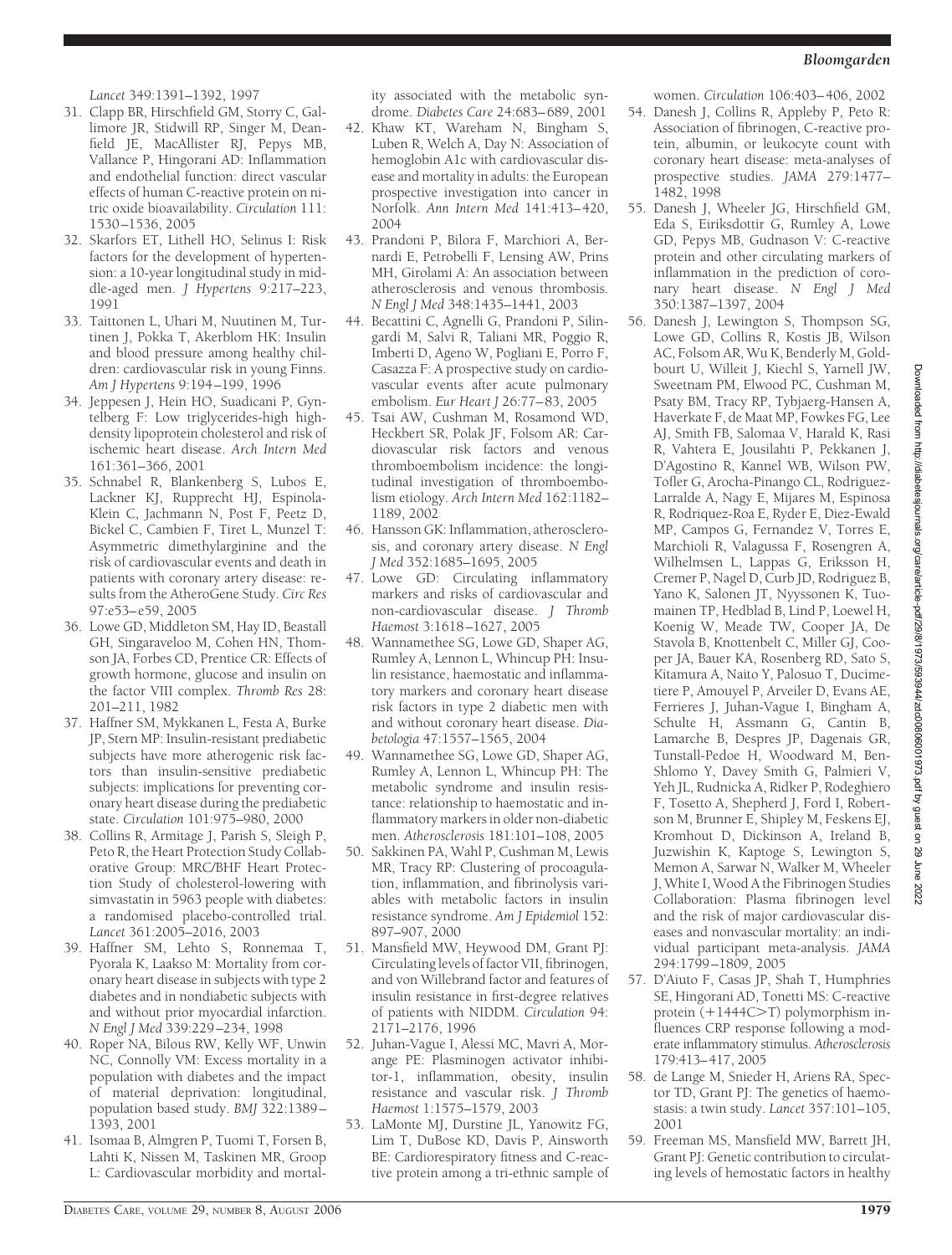*Lancet* 349:1391–1392, 1997

31. Clapp BR, Hirschfield GM, Storry C, Gallimore JR, Stidwill RP, Singer M, Deanfield JE, MacAllister RJ, Pepys MB, Vallance P, Hingorani AD: Inflammation and endothelial function: direct vascular effects of human C-reactive protein on nitric oxide bioavailability. *Circulation* 111: 1530–1536, 2005
32. Skarfors ET, Lithell HO, Selinus I: Risk factors for the development of hypertension: a 10-year longitudinal study in middle-aged men. *J Hypertens* 9:217–223, 1991
33. Taittonen L, Uhari M, Nuutinen M, Turtinen J, Pokka T, Akerblom HK: Insulin and blood pressure among healthy children: cardiovascular risk in young Finns. *Am J Hypertens* 9:194–199, 1996
34. Jeppesen J, Hein HO, Suadicani P, Gyntelberg F: Low triglycerides-high high-density lipoprotein cholesterol and risk of ischemic heart disease. *Arch Intern Med* 161:361–366, 2001
35. Schnabel R, Blankenberg S, Lubos E, Lackner KJ, Rupprecht HJ, Espinola-Klein C, Jachmann N, Post F, Peetz D, Bickel C, Cambien F, Tiret L, Munzel T: Asymmetric dimethylarginine and the risk of cardiovascular events and death in patients with coronary artery disease: results from the AtheroGene Study. *Circ Res* 97:e53–e59, 2005
36. Lowe GD, Middleton SM, Hay ID, Beastall GH, Singaraveloo M, Cohen HN, Thomson JA, Forbes CD, Prentice CR: Effects of growth hormone, glucose and insulin on the factor VIII complex. *Thromb Res* 28: 201–211, 1982
37. Haffner SM, Mykkanen L, Festa A, Burke JP, Stern MP: Insulin-resistant prediabetic subjects have more atherogenic risk factors than insulin-sensitive prediabetic subjects: implications for preventing coronary heart disease during the prediabetic state. *Circulation* 101:975–980, 2000
38. Collins R, Armitage J, Parish S, Sleigh P, Peto R, the Heart Protection Study Collaborative Group: MRC/BHF Heart Protection Study of cholesterol-lowering with simvastatin in 5963 people with diabetes: a randomised placebo-controlled trial. *Lancet* 361:2005–2016, 2003
39. Haffner SM, Lehto S, Ronnemaa T, Pyorala K, Laakso M: Mortality from coronary heart disease in subjects with type 2 diabetes and in nondiabetic subjects with and without prior myocardial infarction. *N Engl J Med* 339:229–234, 1998
40. Roper NA, Bilous RW, Kelly WF, Unwin NC, Connolly VM: Excess mortality in a population with diabetes and the impact of material deprivation: longitudinal, population based study. *BMJ* 322:1389–1393, 2001
41. Isomaa B, Almgren P, Tuomi T, Forsen B, Lahti K, Nissen M, Taskinen MR, Groop L: Cardiovascular morbidity and mortality associated with the metabolic syndrome. *Diabetes Care* 24:683–689, 2001
42. Khaw KT, Wareham N, Bingham S, Luben R, Welch A, Day N: Association of hemoglobin A1c with cardiovascular disease and mortality in adults: the European prospective investigation into cancer in Norfolk. *Ann Intern Med* 141:413–420, 2004
43. Prandoni P, Bilora F, Marchiori A, Bernardi E, Petrobelli F, Lensing AW, Prins MH, Girolami A: An association between atherosclerosis and venous thrombosis. *N Engl J Med* 348:1435–1441, 2003
44. Becattini C, Agnelli G, Prandoni P, Silingardi M, Salvi R, Taliani MR, Poggio R, Imberti D, Ageno W, Pogliani E, Porro F, Casazza F: A prospective study on cardiovascular events after acute pulmonary embolism. *Eur Heart J* 26:77–83, 2005
45. Tsai AW, Cushman M, Rosamond WD, Heckbert SR, Polak JF, Folsom AR: Cardiovascular risk factors and venous thromboembolism incidence: the longitudinal investigation of thromboembolism etiology. *Arch Intern Med* 162:1182–1189, 2002
46. Hansson GK: Inflammation, atherosclerosis, and coronary artery disease. *N Engl J Med* 352:1685–1695, 2005
47. Lowe GD: Circulating inflammatory markers and risks of cardiovascular and non-cardiovascular disease. *J Thromb Haemost* 3:1618–1627, 2005
48. Wannamethee SG, Lowe GD, Shaper AG, Rumley A, Lennon L, Whincup PH: Insulin resistance, haemostatic and inflammatory markers and coronary heart disease risk factors in type 2 diabetic men with and without coronary heart disease. *Diabetologia* 47:1557–1565, 2004
49. Wannamethee SG, Lowe GD, Shaper AG, Rumley A, Lennon L, Whincup PH: The metabolic syndrome and insulin resistance: relationship to haemostatic and inflammatory markers in older non-diabetic men. *Atherosclerosis* 181:101–108, 2005
50. Sakkinen PA, Wahl P, Cushman M, Lewis MR, Tracy RP: Clustering of procoagulation, inflammation, and fibrinolysis variables with metabolic factors in insulin resistance syndrome. *Am J Epidemiol* 152: 897–907, 2000
51. Mansfield MW, Heywood DM, Grant PJ: Circulating levels of factor VII, fibrinogen, and von Willebrand factor and features of insulin resistance in first-degree relatives of patients with NIDDM. *Circulation* 94: 2171–2176, 1996
52. Juhan-Vague I, Alessi MC, Mavri A, Morange PE: Plasminogen activator inhibitor-1, inflammation, obesity, insulin resistance and vascular risk. *J Thromb Haemost* 1:1575–1579, 2003
53. LaMonte MJ, Durstine JL, Yanowitz FG, Lim T, DuBose KD, Davis P, Ainsworth BE: Cardiorespiratory fitness and C-reactive protein among a tri-ethnic sample of women. *Circulation* 106:403–406, 2002
54. Danesh J, Collins R, Appleby P, Peto R: Association of fibrinogen, C-reactive protein, albumin, or leukocyte count with coronary heart disease: meta-analyses of prospective studies. *JAMA* 279:1477–1482, 1998
55. Danesh J, Wheeler JG, Hirschfield GM, Eda S, Eiriksdottir G, Rumley A, Lowe GD, Pepys MB, Gudnason V: C-reactive protein and other circulating markers of inflammation in the prediction of coronary heart disease. *N Engl J Med* 350:1387–1397, 2004
56. Danesh J, Lewington S, Thompson SG, Lowe GD, Collins R, Kostis JB, Wilson AC, Folsom AR, Wu K, Benderly M, Goldbourt U, Willeit J, Kiechl S, Yarnell JW, Sweetnam PM, Elwood PC, Cushman M, Psaty BM, Tracy RP, Tybjaerg-Hansen A, Haverkate F, de Maat MP, Fowkes FG, Lee AJ, Smith FB, Salomaa V, Harald K, Rasi R, Vahtera E, Jousilahti P, Pekkanen J, D'Agostino R, Kannel WB, Wilson PW, Tofler G, Arocha-Pinango CL, Rodriguez-Larralde A, Nagy E, Mijares M, Espinosa R, Rodriquez-Roa E, Ryder E, Diez-Ewald MP, Campos G, Fernandez V, Torres E, Marchioli R, Valagussa F, Rosengren A, Wilhelmsen L, Lappas G, Eriksson H, Cremer P, Nagel D, Curb JD, Rodriguez B, Yano K, Salonen JT, Nyyssonen K, Tuomainen TP, Hedblad B, Lind P, Loewel H, Koenig W, Meade TW, Cooper JA, De Stavola B, Knottenbelt C, Miller GJ, Cooper JA, Bauer KA, Rosenberg RD, Sato S, Kitamura A, Naito Y, Palosuo T, Ducimetiere P, Amouyel P, Arveiler D, Evans AE, Ferrieres J, Juhan-Vague I, Bingham A, Schulte H, Assmann G, Cantin B, Lamarche B, Despres JP, Dagenais GR, Tunstall-Pedoe H, Woodward M, Ben-Shlomo Y, Davey Smith G, Palmieri V, Yeh JL, Rudnicka A, Ridker P, Rodeghiero F, Tosetto A, Shepherd J, Ford I, Robertson M, Brunner E, Shipley M, Feskens EJ, Kromhout D, Dickinson A, Ireland B, Juzwishin K, Kaptoge S, Lewington S, Memon A, Sarwar N, Walker M, Wheeler J, White I, Wood A the Fibrinogen Studies Collaboration: Plasma fibrinogen level and the risk of major cardiovascular diseases and nonvascular mortality: an individual participant meta-analysis. *JAMA* 294:1799–1809, 2005
57. D'Aiuto F, Casas JP, Shah T, Humphries SE, Hingorani AD, Tonetti MS: C-reactive protein (+1444C>T) polymorphism influences CRP response following a moderate inflammatory stimulus. *Atherosclerosis* 179:413–417, 2005
58. de Lange M, Snieder H, Ariens RA, Spector TD, Grant PJ: The genetics of haemostasis: a twin study. *Lancet* 357:101–105, 2001
59. Freeman MS, Mansfield MW, Barrett JH, Grant PJ: Genetic contribution to circulating levels of hemostatic factors in healthy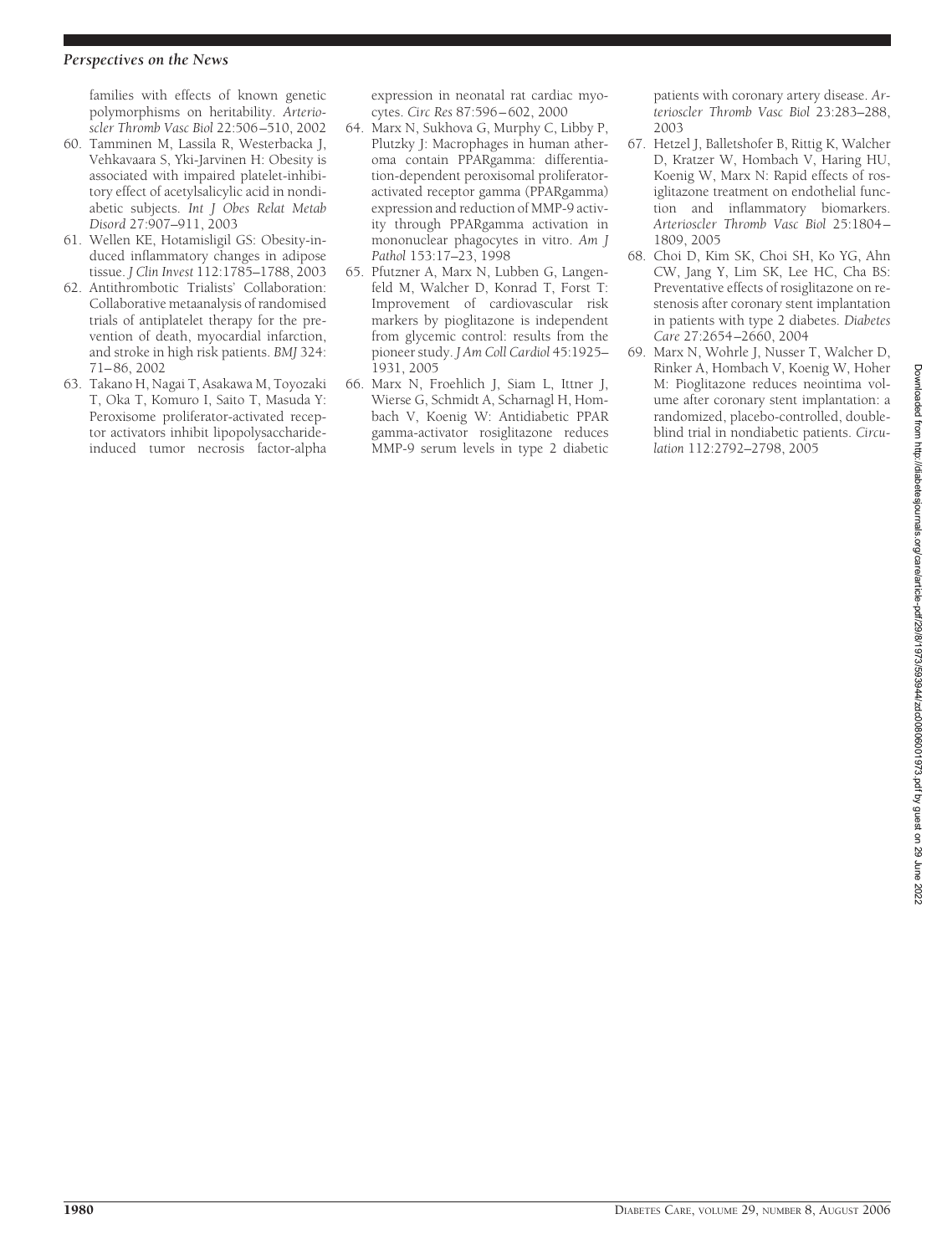families with effects of known genetic polymorphisms on heritability. *Arterioscler Thromb Vasc Biol* 22:506–510, 2002

60. Tamminen M, Lassila R, Westerbacka J, Vehkavaara S, Yki-Jarvinen H: Obesity is associated with impaired platelet-inhibitory effect of acetylsalicylic acid in nondiabetic subjects. *Int J Obes Relat Metab Disord* 27:907–911, 2003
61. Wellen KE, Hotamisligil GS: Obesity-induced inflammatory changes in adipose tissue. *J Clin Invest* 112:1785–1788, 2003
62. Antithrombotic Trialists' Collaboration: Collaborative metaanalysis of randomised trials of antiplatelet therapy for the prevention of death, myocardial infarction, and stroke in high risk patients. *BMJ* 324:71–86, 2002
63. Takano H, Nagai T, Asakawa M, Toyozaki T, Oka T, Komuro I, Saito T, Masuda Y: Peroxisome proliferator-activated receptor activators inhibit lipopolysaccharide-induced tumor necrosis factor-alpha expression in neonatal rat cardiac myocytes. *Circ Res* 87:596–602, 2000
64. Marx N, Sukhova G, Murphy C, Libby P, Plutzky J: Macrophages in human atheroma contain PPARgamma: differentiation-dependent peroxisomal proliferator-activated receptor gamma (PPARgamma) expression and reduction of MMP-9 activity through PPARgamma activation in mononuclear phagocytes in vitro. *Am J Pathol* 153:17–23, 1998
65. Pfutzner A, Marx N, Lubben G, Langenfeld M, Walcher D, Konrad T, Forst T: Improvement of cardiovascular risk markers by pioglitazone is independent from glycemic control: results from the pioneer study. *J Am Coll Cardiol* 45:1925–1931, 2005
66. Marx N, Froehlich J, Siam L, Ittner J, Wierse G, Schmidt A, Scharnagl H, Hombach V, Koenig W: Antidiabetic PPAR gamma-activator rosiglitazone reduces MMP-9 serum levels in type 2 diabetic patients with coronary artery disease. *Arterioscler Thromb Vasc Biol* 23:283–288, 2003
67. Hetzel J, Balletshofer B, Rittig K, Walcher D, Kratzer W, Hombach V, Haring HU, Koenig W, Marx N: Rapid effects of rosiglitazone treatment on endothelial function and inflammatory biomarkers. *Arterioscler Thromb Vasc Biol* 25:1804–1809, 2005
68. Choi D, Kim SK, Choi SH, Ko YG, Ahn CW, Jang Y, Lim SK, Lee HC, Cha BS: Preventative effects of rosiglitazone on restenosis after coronary stent implantation in patients with type 2 diabetes. *Diabetes Care* 27:2654–2660, 2004
69. Marx N, Wohrle J, Nusser T, Walcher D, Rinker A, Hombach V, Koenig W, Hoher M: Pioglitazone reduces neointima volume after coronary stent implantation: a randomized, placebo-controlled, double-blind trial in nondiabetic patients. *Circulation* 112:2792–2798, 2005